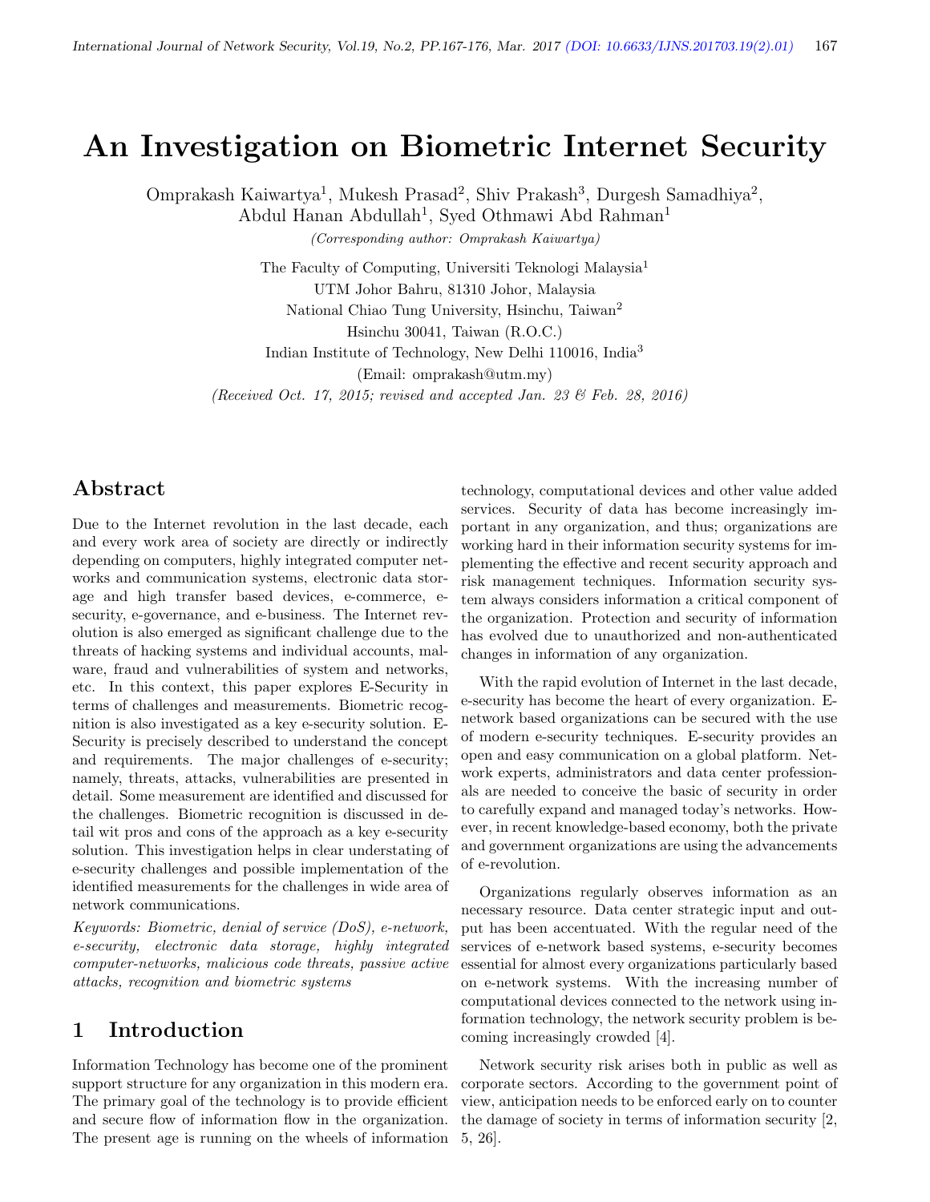# An Investigation on Biometric Internet Security

Omprakash Kaiwartya[1], Mukesh Prasad[2], Shiv Prakash[3], Durgesh Samadhiya[2], Abdul Hanan Abdullah[1], Syed Othmawi Abd Rahman[1]

*(Corresponding author: Omprakash Kaiwartya)*

The Faculty of Computing, Universiti Teknologi Malaysia[1]

UTM Johor Bahru, 81310 Johor, Malaysia

National Chiao Tung University, Hsinchu, Taiwan[2]

Hsinchu 30041, Taiwan (R.O.C.)

Indian Institute of Technology, New Delhi 110016, India[3]

(Email: omprakash@utm.my)

*(Received Oct. 17, 2015; revised and accepted Jan. 23 & Feb. 28, 2016)*

## Abstract

Due to the Internet revolution in the last decade, each and every work area of society are directly or indirectly depending on computers, highly integrated computer networks and communication systems, electronic data storage and high transfer based devices, e-commerce, e-security, e-governance, and e-business. The Internet revolution is also emerged as significant challenge due to the threats of hacking systems and individual accounts, malware, fraud and vulnerabilities of system and networks, etc. In this context, this paper explores E-Security in terms of challenges and measurements. Biometric recognition is also investigated as a key e-security solution. E-Security is precisely described to understand the concept and requirements. The major challenges of e-security; namely, threats, attacks, vulnerabilities are presented in detail. Some measurement are identified and discussed for the challenges. Biometric recognition is discussed in detail wit pros and cons of the approach as a key e-security solution. This investigation helps in clear understating of e-security challenges and possible implementation of the identified measurements for the challenges in wide area of network communications.

*Keywords: Biometric, denial of service (DoS), e-network, e-security, electronic data storage, highly integrated computer-networks, malicious code threats, passive active attacks, recognition and biometric systems*

## 1 Introduction

Information Technology has become one of the prominent support structure for any organization in this modern era. The primary goal of the technology is to provide efficient and secure flow of information flow in the organization. The present age is running on the wheels of information technology, computational devices and other value added services. Security of data has become increasingly important in any organization, and thus; organizations are working hard in their information security systems for implementing the effective and recent security approach and risk management techniques. Information security system always considers information a critical component of the organization. Protection and security of information has evolved due to unauthorized and non-authenticated changes in information of any organization.

With the rapid evolution of Internet in the last decade, e-security has become the heart of every organization. E-network based organizations can be secured with the use of modern e-security techniques. E-security provides an open and easy communication on a global platform. Network experts, administrators and data center professionals are needed to conceive the basic of security in order to carefully expand and managed today's networks. However, in recent knowledge-based economy, both the private and government organizations are using the advancements of e-revolution.

Organizations regularly observes information as an necessary resource. Data center strategic input and output has been accentuated. With the regular need of the services of e-network based systems, e-security becomes essential for almost every organizations particularly based on e-network systems. With the increasing number of computational devices connected to the network using information technology, the network security problem is becoming increasingly crowded [4].

Network security risk arises both in public as well as corporate sectors. According to the government point of view, anticipation needs to be enforced early on to counter the damage of society in terms of information security [2, 5, 26].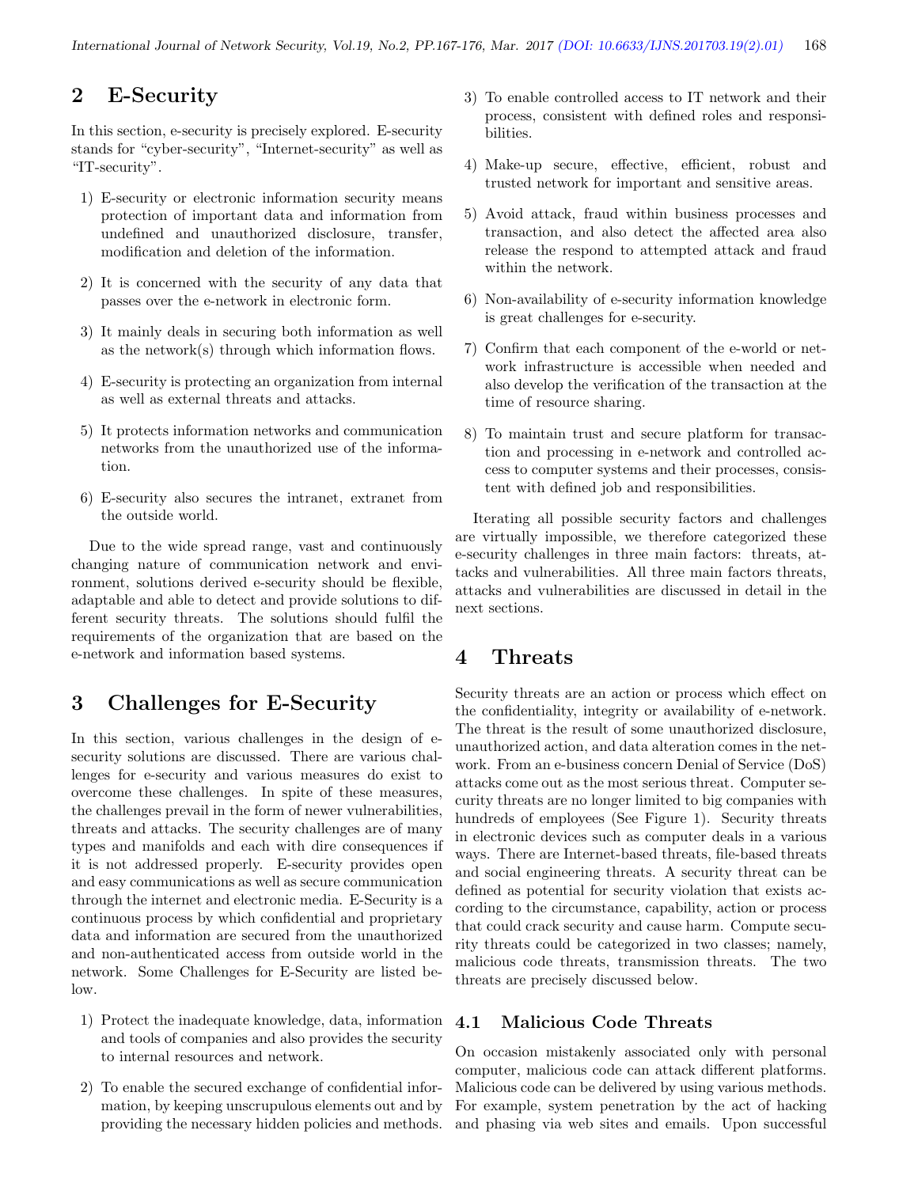## 2 E-Security

In this section, e-security is precisely explored. E-security stands for "cyber-security", "Internet-security" as well as "IT-security".

1) E-security or electronic information security means protection of important data and information from undefined and unauthorized disclosure, transfer, modification and deletion of the information.

2) It is concerned with the security of any data that passes over the e-network in electronic form.

3) It mainly deals in securing both information as well as the network(s) through which information flows.

4) E-security is protecting an organization from internal as well as external threats and attacks.

5) It protects information networks and communication networks from the unauthorized use of the information.

6) E-security also secures the intranet, extranet from the outside world.

Due to the wide spread range, vast and continuously changing nature of communication network and environment, solutions derived e-security should be flexible, adaptable and able to detect and provide solutions to different security threats. The solutions should fulfil the requirements of the organization that are based on the e-network and information based systems.

## 3 Challenges for E-Security

In this section, various challenges in the design of e-security solutions are discussed. There are various challenges for e-security and various measures do exist to overcome these challenges. In spite of these measures, the challenges prevail in the form of newer vulnerabilities, threats and attacks. The security challenges are of many types and manifolds and each with dire consequences if it is not addressed properly. E-security provides open and easy communications as well as secure communication through the internet and electronic media. E-Security is a continuous process by which confidential and proprietary data and information are secured from the unauthorized and non-authenticated access from outside world in the network. Some Challenges for E-Security are listed below.

1) Protect the inadequate knowledge, data, information and tools of companies and also provides the security to internal resources and network.

2) To enable the secured exchange of confidential information, by keeping unscrupulous elements out and by providing the necessary hidden policies and methods.

3) To enable controlled access to IT network and their process, consistent with defined roles and responsibilities.

4) Make-up secure, effective, efficient, robust and trusted network for important and sensitive areas.

5) Avoid attack, fraud within business processes and transaction, and also detect the affected area also release the respond to attempted attack and fraud within the network.

6) Non-availability of e-security information knowledge is great challenges for e-security.

7) Confirm that each component of the e-world or network infrastructure is accessible when needed and also develop the verification of the transaction at the time of resource sharing.

8) To maintain trust and secure platform for transaction and processing in e-network and controlled access to computer systems and their processes, consistent with defined job and responsibilities.

Iterating all possible security factors and challenges are virtually impossible, we therefore categorized these e-security challenges in three main factors: threats, attacks and vulnerabilities. All three main factors threats, attacks and vulnerabilities are discussed in detail in the next sections.

## 4 Threats

Security threats are an action or process which effect on the confidentiality, integrity or availability of e-network. The threat is the result of some unauthorized disclosure, unauthorized action, and data alteration comes in the network. From an e-business concern Denial of Service (DoS) attacks come out as the most serious threat. Computer security threats are no longer limited to big companies with hundreds of employees (See Figure 1). Security threats in electronic devices such as computer deals in a various ways. There are Internet-based threats, file-based threats and social engineering threats. A security threat can be defined as potential for security violation that exists according to the circumstance, capability, action or process that could crack security and cause harm. Compute security threats could be categorized in two classes; namely, malicious code threats, transmission threats. The two threats are precisely discussed below.

### 4.1 Malicious Code Threats

On occasion mistakenly associated only with personal computer, malicious code can attack different platforms. Malicious code can be delivered by using various methods. For example, system penetration by the act of hacking and phasing via web sites and emails. Upon successful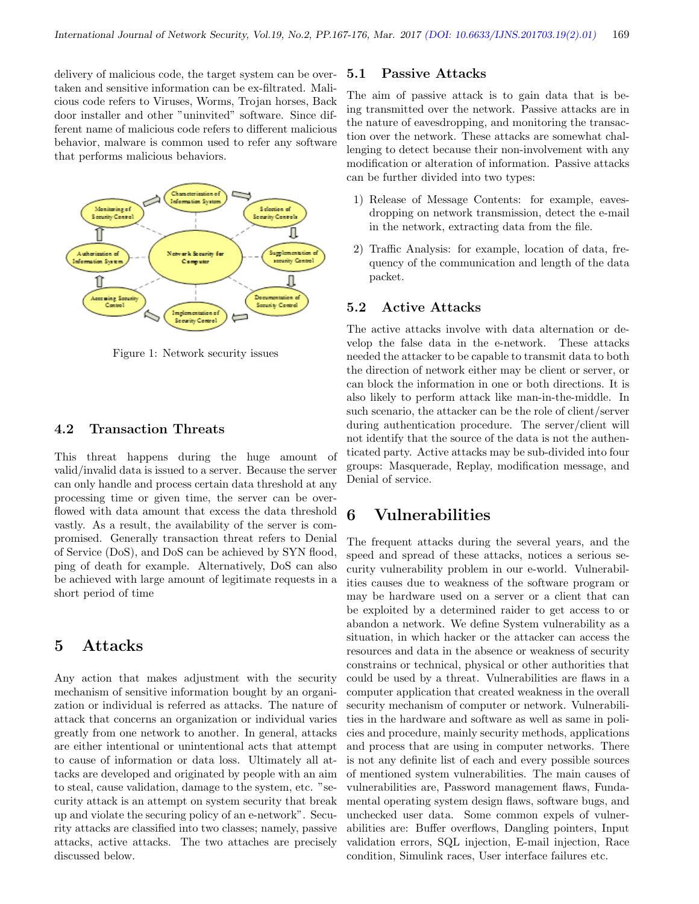delivery of malicious code, the target system can be overtaken and sensitive information can be ex-filtrated. Malicious code refers to Viruses, Worms, Trojan horses, Back door installer and other "uninvited" software. Since different name of malicious code refers to different malicious behavior, malware is common used to refer any software that performs malicious behaviors.

Figure 1: Network security issues

### 4.2 Transaction Threats

This threat happens during the huge amount of valid/invalid data is issued to a server. Because the server can only handle and process certain data threshold at any processing time or given time, the server can be overflowed with data amount that excess the data threshold vastly. As a result, the availability of the server is compromised. Generally transaction threat refers to Denial of Service (DoS), and DoS can be achieved by SYN flood, ping of death for example. Alternatively, DoS can also be achieved with large amount of legitimate requests in a short period of time

## 5 Attacks

Any action that makes adjustment with the security mechanism of sensitive information bought by an organization or individual is referred as attacks. The nature of attack that concerns an organization or individual varies greatly from one network to another. In general, attacks are either intentional or unintentional acts that attempt to cause of information or data loss. Ultimately all attacks are developed and originated by people with an aim to steal, cause validation, damage to the system, etc. "security attack is an attempt on system security that break up and violate the securing policy of an e-network". Security attacks are classified into two classes; namely, passive attacks, active attacks. The two attaches are precisely discussed below.

### 5.1 Passive Attacks

The aim of passive attack is to gain data that is being transmitted over the network. Passive attacks are in the nature of eavesdropping, and monitoring the transaction over the network. These attacks are somewhat challenging to detect because their non-involvement with any modification or alteration of information. Passive attacks can be further divided into two types:

1) Release of Message Contents: for example, eavesdropping on network transmission, detect the e-mail in the network, extracting data from the file.

2) Traffic Analysis: for example, location of data, frequency of the communication and length of the data packet.

### 5.2 Active Attacks

The active attacks involve with data alternation or develop the false data in the e-network. These attacks needed the attacker to be capable to transmit data to both the direction of network either may be client or server, or can block the information in one or both directions. It is also likely to perform attack like man-in-the-middle. In such scenario, the attacker can be the role of client/server during authentication procedure. The server/client will not identify that the source of the data is not the authenticated party. Active attacks may be sub-divided into four groups: Masquerade, Replay, modification message, and Denial of service.

## 6 Vulnerabilities

The frequent attacks during the several years, and the speed and spread of these attacks, notices a serious security vulnerability problem in our e-world. Vulnerabilities causes due to weakness of the software program or may be hardware used on a server or a client that can be exploited by a determined raider to get access to or abandon a network. We define System vulnerability as a situation, in which hacker or the attacker can access the resources and data in the absence or weakness of security constrains or technical, physical or other authorities that could be used by a threat. Vulnerabilities are flaws in a computer application that created weakness in the overall security mechanism of computer or network. Vulnerabilities in the hardware and software as well as same in policies and procedure, mainly security methods, applications and process that are using in computer networks. There is not any definite list of each and every possible sources of mentioned system vulnerabilities. The main causes of vulnerabilities are, Password management flaws, Fundamental operating system design flaws, software bugs, and unchecked user data. Some common expels of vulnerabilities are: Buffer overflows, Dangling pointers, Input validation errors, SQL injection, E-mail injection, Race condition, Simulink races, User interface failures etc.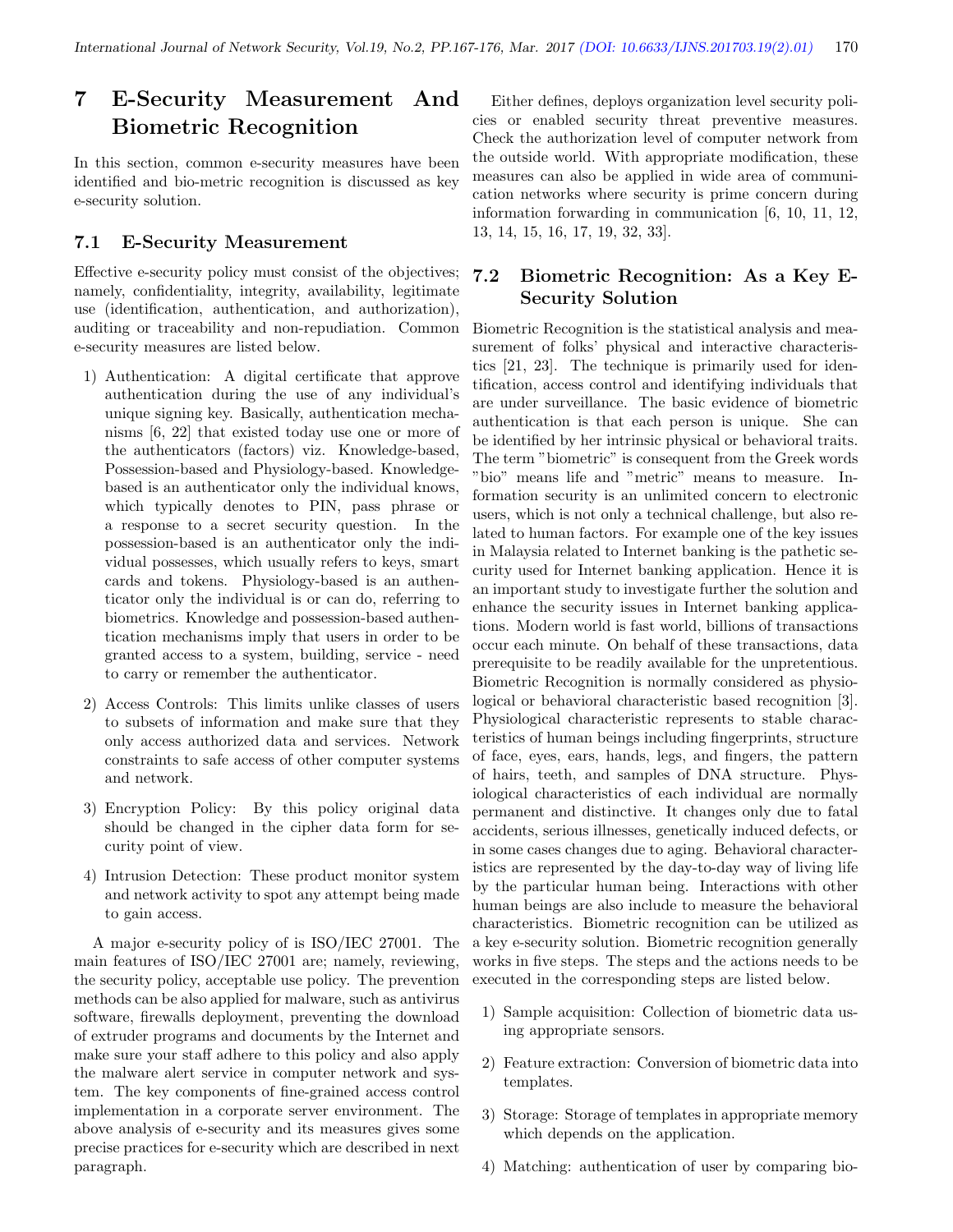## 7 E-Security Measurement And Biometric Recognition

In this section, common e-security measures have been identified and bio-metric recognition is discussed as key e-security solution.

### 7.1 E-Security Measurement

Effective e-security policy must consist of the objectives; namely, confidentiality, integrity, availability, legitimate use (identification, authentication, and authorization), auditing or traceability and non-repudiation. Common e-security measures are listed below.

1) Authentication: A digital certificate that approve authentication during the use of any individual's unique signing key. Basically, authentication mechanisms [6, 22] that existed today use one or more of the authenticators (factors) viz. Knowledge-based, Possession-based and Physiology-based. Knowledge-based is an authenticator only the individual knows, which typically denotes to PIN, pass phrase or a response to a secret security question. In the possession-based is an authenticator only the individual possesses, which usually refers to keys, smart cards and tokens. Physiology-based is an authenticator only the individual is or can do, referring to biometrics. Knowledge and possession-based authentication mechanisms imply that users in order to be granted access to a system, building, service - need to carry or remember the authenticator.

2) Access Controls: This limits unlike classes of users to subsets of information and make sure that they only access authorized data and services. Network constraints to safe access of other computer systems and network.

3) Encryption Policy: By this policy original data should be changed in the cipher data form for security point of view.

4) Intrusion Detection: These product monitor system and network activity to spot any attempt being made to gain access.

A major e-security policy of is ISO/IEC 27001. The main features of ISO/IEC 27001 are; namely, reviewing, the security policy, acceptable use policy. The prevention methods can be also applied for malware, such as antivirus software, firewalls deployment, preventing the download of extruder programs and documents by the Internet and make sure your staff adhere to this policy and also apply the malware alert service in computer network and system. The key components of fine-grained access control implementation in a corporate server environment. The above analysis of e-security and its measures gives some precise practices for e-security which are described in next paragraph.

Either defines, deploys organization level security policies or enabled security threat preventive measures. Check the authorization level of computer network from the outside world. With appropriate modification, these measures can also be applied in wide area of communication networks where security is prime concern during information forwarding in communication [6, 10, 11, 12, 13, 14, 15, 16, 17, 19, 32, 33].

### 7.2 Biometric Recognition: As a Key E-Security Solution

Biometric Recognition is the statistical analysis and measurement of folks' physical and interactive characteristics [21, 23]. The technique is primarily used for identification, access control and identifying individuals that are under surveillance. The basic evidence of biometric authentication is that each person is unique. She can be identified by her intrinsic physical or behavioral traits. The term "biometric" is consequent from the Greek words "bio" means life and "metric" means to measure. Information security is an unlimited concern to electronic users, which is not only a technical challenge, but also related to human factors. For example one of the key issues in Malaysia related to Internet banking is the pathetic security used for Internet banking application. Hence it is an important study to investigate further the solution and enhance the security issues in Internet banking applications. Modern world is fast world, billions of transactions occur each minute. On behalf of these transactions, data prerequisite to be readily available for the unpretentious. Biometric Recognition is normally considered as physiological or behavioral characteristic based recognition [3]. Physiological characteristic represents to stable characteristics of human beings including fingerprints, structure of face, eyes, ears, hands, legs, and fingers, the pattern of hairs, teeth, and samples of DNA structure. Physiological characteristics of each individual are normally permanent and distinctive. It changes only due to fatal accidents, serious illnesses, genetically induced defects, or in some cases changes due to aging. Behavioral characteristics are represented by the day-to-day way of living life by the particular human being. Interactions with other human beings are also include to measure the behavioral characteristics. Biometric recognition can be utilized as a key e-security solution. Biometric recognition generally works in five steps. The steps and the actions needs to be executed in the corresponding steps are listed below.

1) Sample acquisition: Collection of biometric data using appropriate sensors.

2) Feature extraction: Conversion of biometric data into templates.

3) Storage: Storage of templates in appropriate memory which depends on the application.

4) Matching: authentication of user by comparing bio-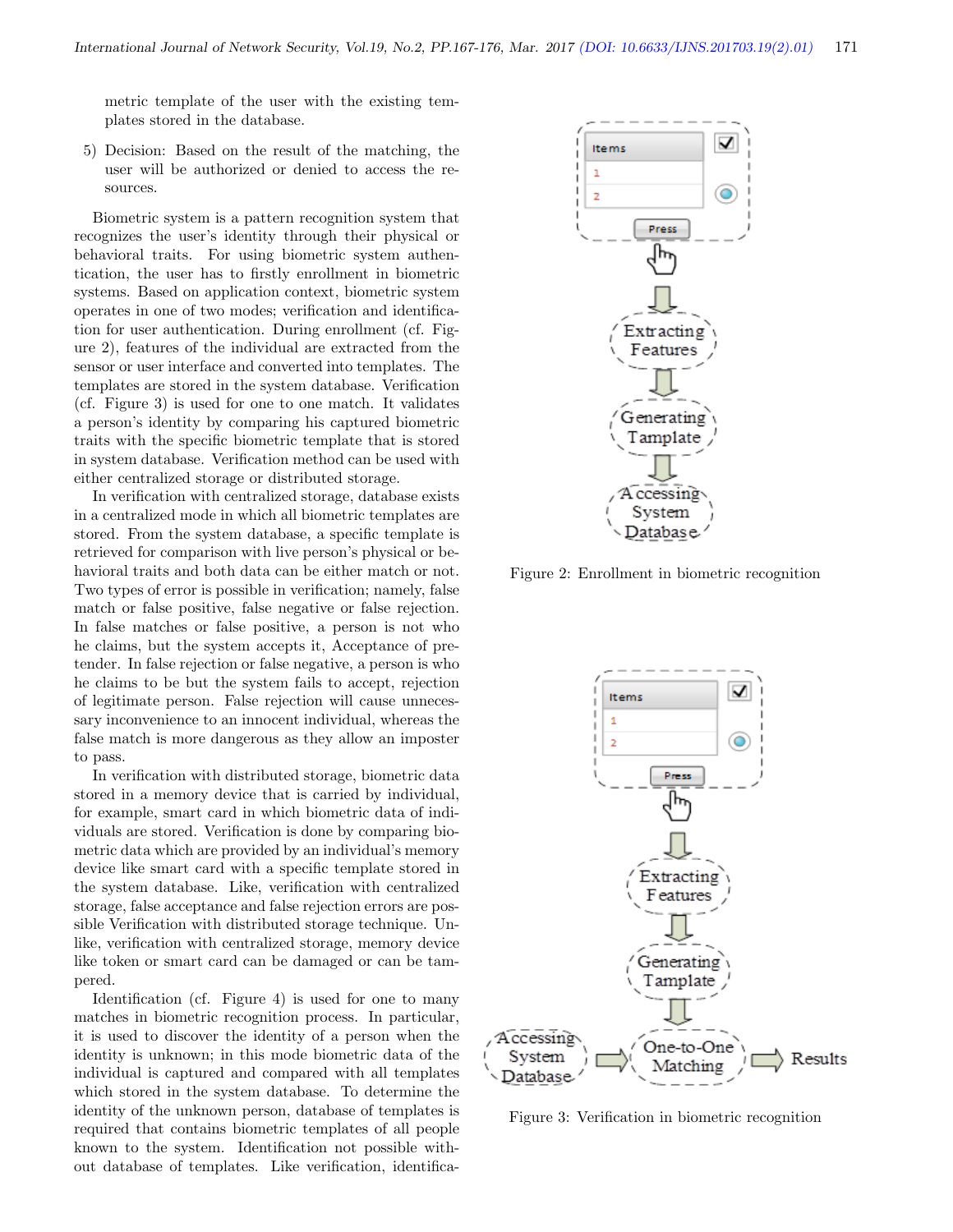metric template of the user with the existing templates stored in the database.

5) Decision: Based on the result of the matching, the user will be authorized or denied to access the resources.

Biometric system is a pattern recognition system that recognizes the user's identity through their physical or behavioral traits. For using biometric system authentication, the user has to firstly enrollment in biometric systems. Based on application context, biometric system operates in one of two modes; verification and identification for user authentication. During enrollment (cf. Figure 2), features of the individual are extracted from the sensor or user interface and converted into templates. The templates are stored in the system database. Verification (cf. Figure 3) is used for one to one match. It validates a person's identity by comparing his captured biometric traits with the specific biometric template that is stored in system database. Verification method can be used with either centralized storage or distributed storage.

In verification with centralized storage, database exists in a centralized mode in which all biometric templates are stored. From the system database, a specific template is retrieved for comparison with live person's physical or behavioral traits and both data can be either match or not. Two types of error is possible in verification; namely, false match or false positive, false negative or false rejection. In false matches or false positive, a person is not who he claims, but the system accepts it, Acceptance of pretender. In false rejection or false negative, a person is who he claims to be but the system fails to accept, rejection of legitimate person. False rejection will cause unnecessary inconvenience to an innocent individual, whereas the false match is more dangerous as they allow an imposter to pass.

In verification with distributed storage, biometric data stored in a memory device that is carried by individual, for example, smart card in which biometric data of individuals are stored. Verification is done by comparing biometric data which are provided by an individual's memory device like smart card with a specific template stored in the system database. Like, verification with centralized storage, false acceptance and false rejection errors are possible Verification with distributed storage technique. Unlike, verification with centralized storage, memory device like token or smart card can be damaged or can be tampered.

Identification (cf. Figure 4) is used for one to many matches in biometric recognition process. In particular, it is used to discover the identity of a person when the identity is unknown; in this mode biometric data of the individual is captured and compared with all templates which stored in the system database. To determine the identity of the unknown person, database of templates is required that contains biometric templates of all people known to the system. Identification not possible without database of templates. Like verification, identifica-

Items | 1 | 2 | Press → Extracting Features → Generating Tamplate → Accessing System Database

Figure 2: Enrollment in biometric recognition

Items | 1 | 2 | Press → Extracting Features → Generating Tamplate → One-to-One Matching ← Accessing System Database; One-to-One Matching → Results

Figure 3: Verification in biometric recognition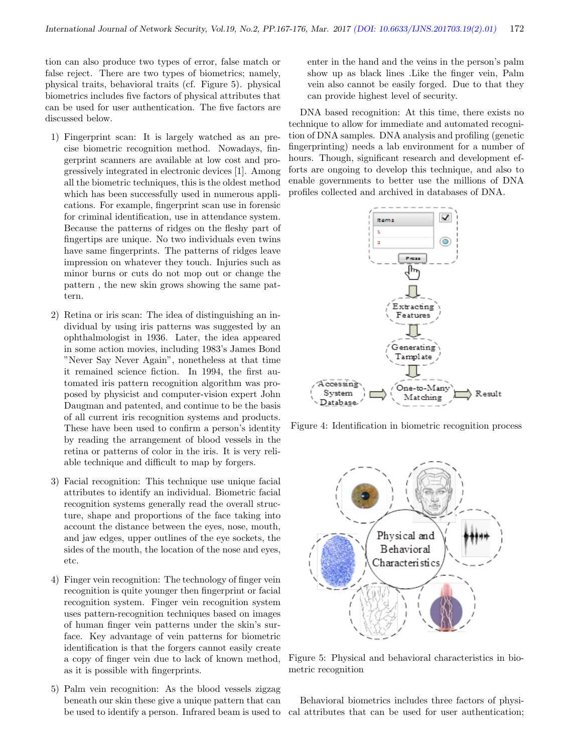tion can also produce two types of error, false match or false reject. There are two types of biometrics; namely, physical traits, behavioral traits (cf. Figure 5). physical biometrics includes five factors of physical attributes that can be used for user authentication. The five factors are discussed below.

1) Fingerprint scan: It is largely watched as an precise biometric recognition method. Nowadays, fingerprint scanners are available at low cost and progressively integrated in electronic devices [1]. Among all the biometric techniques, this is the oldest method which has been successfully used in numerous applications. For example, fingerprint scan use in forensic for criminal identification, use in attendance system. Because the patterns of ridges on the fleshy part of fingertips are unique. No two individuals even twins have same fingerprints. The patterns of ridges leave impression on whatever they touch. Injuries such as minor burns or cuts do not mop out or change the pattern , the new skin grows showing the same pattern.

2) Retina or iris scan: The idea of distinguishing an individual by using iris patterns was suggested by an ophthalmologist in 1936. Later, the idea appeared in some action movies, including 1983's James Bond "Never Say Never Again", nonetheless at that time it remained science fiction. In 1994, the first automated iris pattern recognition algorithm was proposed by physicist and computer-vision expert John Daugman and patented, and continue to be the basis of all current iris recognition systems and products. These have been used to confirm a person's identity by reading the arrangement of blood vessels in the retina or patterns of color in the iris. It is very reliable technique and difficult to map by forgers.

3) Facial recognition: This technique use unique facial attributes to identify an individual. Biometric facial recognition systems generally read the overall structure, shape and proportions of the face taking into account the distance between the eyes, nose, mouth, and jaw edges, upper outlines of the eye sockets, the sides of the mouth, the location of the nose and eyes, etc.

4) Finger vein recognition: The technology of finger vein recognition is quite younger then fingerprint or facial recognition system. Finger vein recognition system uses pattern-recognition techniques based on images of human finger vein patterns under the skin's surface. Key advantage of vein patterns for biometric identification is that the forgers cannot easily create a copy of finger vein due to lack of known method, as it is possible with fingerprints.

5) Palm vein recognition: As the blood vessels zigzag beneath our skin these give a unique pattern that can be used to identify a person. Infrared beam is used to enter in the hand and the veins in the person's palm show up as black lines .Like the finger vein, Palm vein also cannot be easily forged. Due to that they can provide highest level of security.

DNA based recognition: At this time, there exists no technique to allow for immediate and automated recognition of DNA samples. DNA analysis and profiling (genetic fingerprinting) needs a lab environment for a number of hours. Though, significant research and development efforts are ongoing to develop this technique, and also to enable governments to better use the millions of DNA profiles collected and archived in databases of DNA.

Figure 4: Identification in biometric recognition process

Figure 5: Physical and behavioral characteristics in biometric recognition

Behavioral biometrics includes three factors of physical attributes that can be used for user authentication;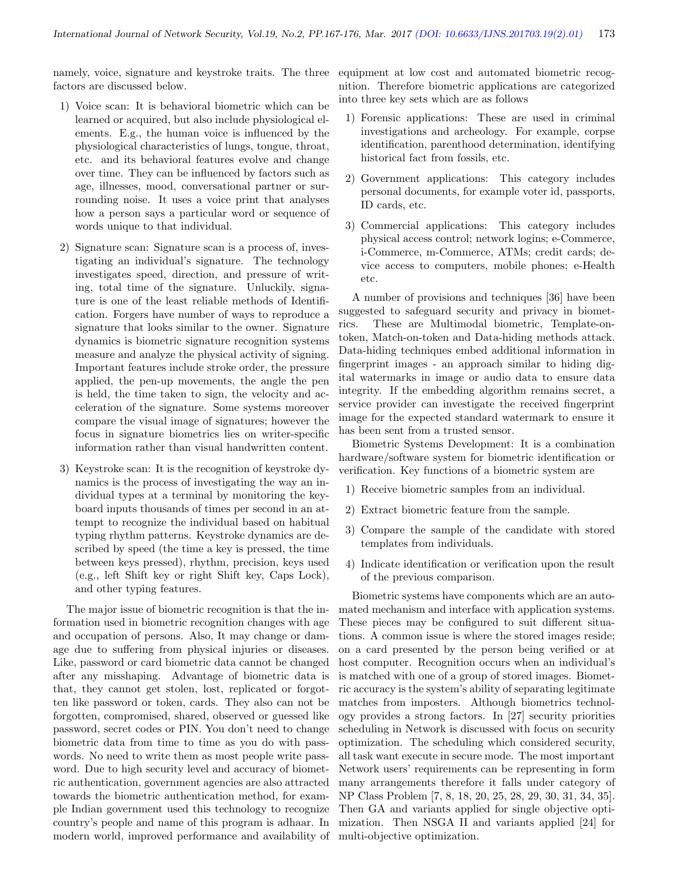namely, voice, signature and keystroke traits. The three factors are discussed below.

1) Voice scan: It is behavioral biometric which can be learned or acquired, but also include physiological elements. E.g., the human voice is influenced by the physiological characteristics of lungs, tongue, throat, etc. and its behavioral features evolve and change over time. They can be influenced by factors such as age, illnesses, mood, conversational partner or surrounding noise. It uses a voice print that analyses how a person says a particular word or sequence of words unique to that individual.

2) Signature scan: Signature scan is a process of, investigating an individual's signature. The technology investigates speed, direction, and pressure of writing, total time of the signature. Unluckily, signature is one of the least reliable methods of Identification. Forgers have number of ways to reproduce a signature that looks similar to the owner. Signature dynamics is biometric signature recognition systems measure and analyze the physical activity of signing. Important features include stroke order, the pressure applied, the pen-up movements, the angle the pen is held, the time taken to sign, the velocity and acceleration of the signature. Some systems moreover compare the visual image of signatures; however the focus in signature biometrics lies on writer-specific information rather than visual handwritten content.

3) Keystroke scan: It is the recognition of keystroke dynamics is the process of investigating the way an individual types at a terminal by monitoring the keyboard inputs thousands of times per second in an attempt to recognize the individual based on habitual typing rhythm patterns. Keystroke dynamics are described by speed (the time a key is pressed, the time between keys pressed), rhythm, precision, keys used (e.g., left Shift key or right Shift key, Caps Lock), and other typing features.

The major issue of biometric recognition is that the information used in biometric recognition changes with age and occupation of persons. Also, It may change or damage due to suffering from physical injuries or diseases. Like, password or card biometric data cannot be changed after any misshaping. Advantage of biometric data is that, they cannot get stolen, lost, replicated or forgotten like password or token, cards. They also can not be forgotten, compromised, shared, observed or guessed like password, secret codes or PIN. You don't need to change biometric data from time to time as you do with passwords. No need to write them as most people write password. Due to high security level and accuracy of biometric authentication, government agencies are also attracted towards the biometric authentication method, for example Indian government used this technology to recognize country's people and name of this program is adhaar. In modern world, improved performance and availability of equipment at low cost and automated biometric recognition. Therefore biometric applications are categorized into three key sets which are as follows

1) Forensic applications: These are used in criminal investigations and archeology. For example, corpse identification, parenthood determination, identifying historical fact from fossils, etc.

2) Government applications: This category includes personal documents, for example voter id, passports, ID cards, etc.

3) Commercial applications: This category includes physical access control; network logins; e-Commerce, i-Commerce, m-Commerce, ATMs; credit cards; device access to computers, mobile phones; e-Health etc.

A number of provisions and techniques [36] have been suggested to safeguard security and privacy in biometrics. These are Multimodal biometric, Template-on-token, Match-on-token and Data-hiding methods attack. Data-hiding techniques embed additional information in fingerprint images - an approach similar to hiding digital watermarks in image or audio data to ensure data integrity. If the embedding algorithm remains secret, a service provider can investigate the received fingerprint image for the expected standard watermark to ensure it has been sent from a trusted sensor.

Biometric Systems Development: It is a combination hardware/software system for biometric identification or verification. Key functions of a biometric system are

1) Receive biometric samples from an individual.

2) Extract biometric feature from the sample.

3) Compare the sample of the candidate with stored templates from individuals.

4) Indicate identification or verification upon the result of the previous comparison.

Biometric systems have components which are an automated mechanism and interface with application systems. These pieces may be configured to suit different situations. A common issue is where the stored images reside; on a card presented by the person being verified or at host computer. Recognition occurs when an individual's is matched with one of a group of stored images. Biometric accuracy is the system's ability of separating legitimate matches from imposters. Although biometrics technology provides a strong factors. In [27] security priorities scheduling in Network is discussed with focus on security optimization. The scheduling which considered security, all task want execute in secure mode. The most important Network users' requirements can be representing in form many arrangements therefore it falls under category of NP Class Problem [7, 8, 18, 20, 25, 28, 29, 30, 31, 34, 35]. Then GA and variants applied for single objective optimization. Then NSGA II and variants applied [24] for multi-objective optimization.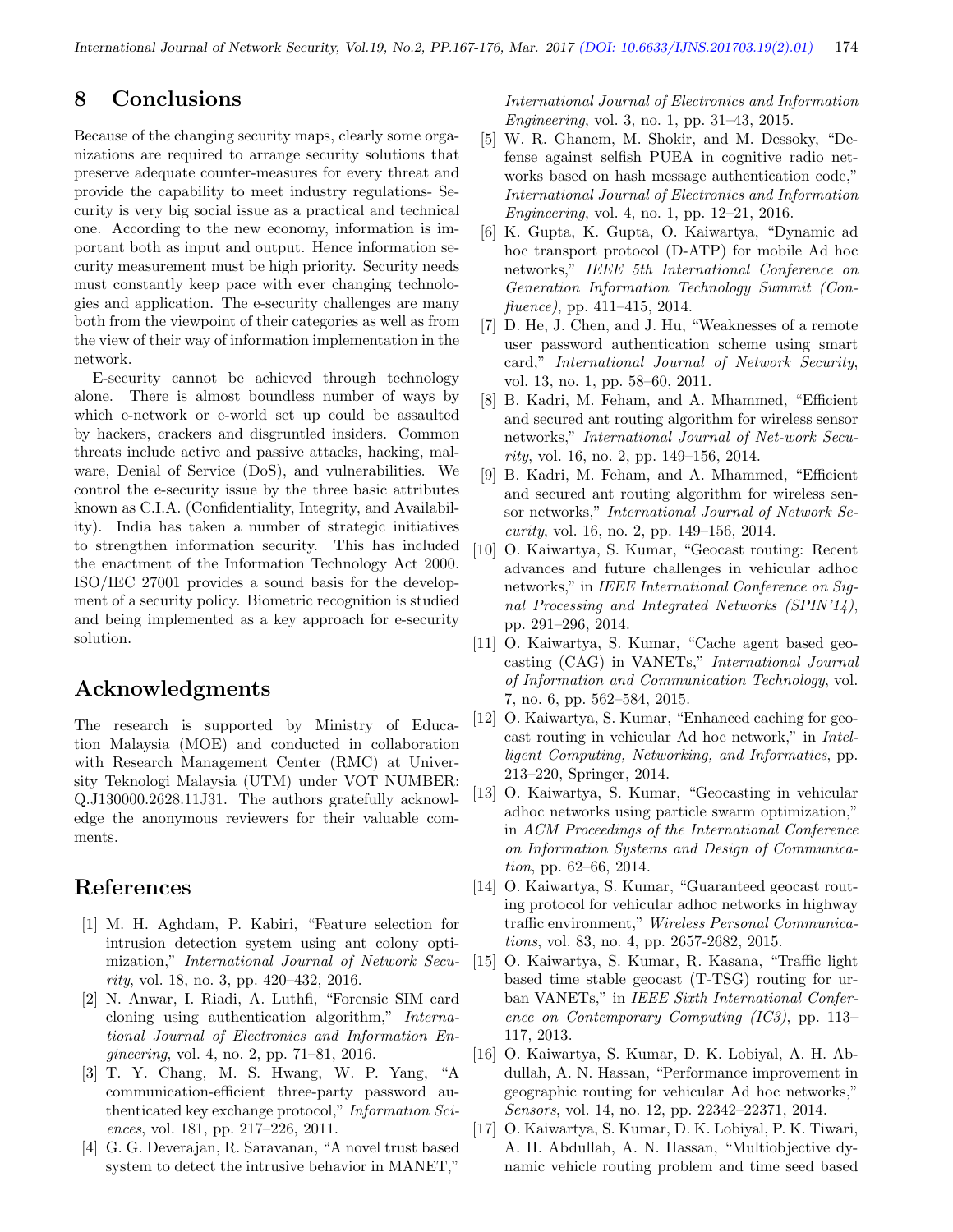## 8 Conclusions

Because of the changing security maps, clearly some organizations are required to arrange security solutions that preserve adequate counter-measures for every threat and provide the capability to meet industry regulations- Security is very big social issue as a practical and technical one. According to the new economy, information is important both as input and output. Hence information security measurement must be high priority. Security needs must constantly keep pace with ever changing technologies and application. The e-security challenges are many both from the viewpoint of their categories as well as from the view of their way of information implementation in the network.

E-security cannot be achieved through technology alone. There is almost boundless number of ways by which e-network or e-world set up could be assaulted by hackers, crackers and disgruntled insiders. Common threats include active and passive attacks, hacking, malware, Denial of Service (DoS), and vulnerabilities. We control the e-security issue by the three basic attributes known as C.I.A. (Confidentiality, Integrity, and Availability). India has taken a number of strategic initiatives to strengthen information security. This has included the enactment of the Information Technology Act 2000. ISO/IEC 27001 provides a sound basis for the development of a security policy. Biometric recognition is studied and being implemented as a key approach for e-security solution.

## Acknowledgments

The research is supported by Ministry of Education Malaysia (MOE) and conducted in collaboration with Research Management Center (RMC) at University Teknologi Malaysia (UTM) under VOT NUMBER: Q.J130000.2628.11J31. The authors gratefully acknowledge the anonymous reviewers for their valuable comments.

## References

[1] M. H. Aghdam, P. Kabiri, "Feature selection for intrusion detection system using ant colony optimization," *International Journal of Network Security*, vol. 18, no. 3, pp. 420–432, 2016.

[2] N. Anwar, I. Riadi, A. Luthfi, "Forensic SIM card cloning using authentication algorithm," *International Journal of Electronics and Information Engineering*, vol. 4, no. 2, pp. 71–81, 2016.

[3] T. Y. Chang, M. S. Hwang, W. P. Yang, "A communication-efficient three-party password authenticated key exchange protocol," *Information Sciences*, vol. 181, pp. 217–226, 2011.

[4] G. G. Deverajan, R. Saravanan, "A novel trust based system to detect the intrusive behavior in MANET," *International Journal of Electronics and Information Engineering*, vol. 3, no. 1, pp. 31–43, 2015.

[5] W. R. Ghanem, M. Shokir, and M. Dessoky, "Defense against selfish PUEA in cognitive radio networks based on hash message authentication code," *International Journal of Electronics and Information Engineering*, vol. 4, no. 1, pp. 12–21, 2016.

[6] K. Gupta, K. Gupta, O. Kaiwartya, "Dynamic ad hoc transport protocol (D-ATP) for mobile Ad hoc networks," *IEEE 5th International Conference on Generation Information Technology Summit (Confluence)*, pp. 411–415, 2014.

[7] D. He, J. Chen, and J. Hu, "Weaknesses of a remote user password authentication scheme using smart card," *International Journal of Network Security*, vol. 13, no. 1, pp. 58–60, 2011.

[8] B. Kadri, M. Feham, and A. Mhammed, "Efficient and secured ant routing algorithm for wireless sensor networks," *International Journal of Net-work Security*, vol. 16, no. 2, pp. 149–156, 2014.

[9] B. Kadri, M. Feham, and A. Mhammed, "Efficient and secured ant routing algorithm for wireless sensor networks," *International Journal of Network Security*, vol. 16, no. 2, pp. 149–156, 2014.

[10] O. Kaiwartya, S. Kumar, "Geocast routing: Recent advances and future challenges in vehicular adhoc networks," in *IEEE International Conference on Signal Processing and Integrated Networks (SPIN'14)*, pp. 291–296, 2014.

[11] O. Kaiwartya, S. Kumar, "Cache agent based geocasting (CAG) in VANETs," *International Journal of Information and Communication Technology*, vol. 7, no. 6, pp. 562–584, 2015.

[12] O. Kaiwartya, S. Kumar, "Enhanced caching for geocast routing in vehicular Ad hoc network," in *Intelligent Computing, Networking, and Informatics*, pp. 213–220, Springer, 2014.

[13] O. Kaiwartya, S. Kumar, "Geocasting in vehicular adhoc networks using particle swarm optimization," in *ACM Proceedings of the International Conference on Information Systems and Design of Communication*, pp. 62–66, 2014.

[14] O. Kaiwartya, S. Kumar, "Guaranteed geocast routing protocol for vehicular adhoc networks in highway traffic environment," *Wireless Personal Communications*, vol. 83, no. 4, pp. 2657-2682, 2015.

[15] O. Kaiwartya, S. Kumar, R. Kasana, "Traffic light based time stable geocast (T-TSG) routing for urban VANETs," in *IEEE Sixth International Conference on Contemporary Computing (IC3)*, pp. 113–117, 2013.

[16] O. Kaiwartya, S. Kumar, D. K. Lobiyal, A. H. Abdullah, A. N. Hassan, "Performance improvement in geographic routing for vehicular Ad hoc networks," *Sensors*, vol. 14, no. 12, pp. 22342–22371, 2014.

[17] O. Kaiwartya, S. Kumar, D. K. Lobiyal, P. K. Tiwari, A. H. Abdullah, A. N. Hassan, "Multiobjective dynamic vehicle routing problem and time seed based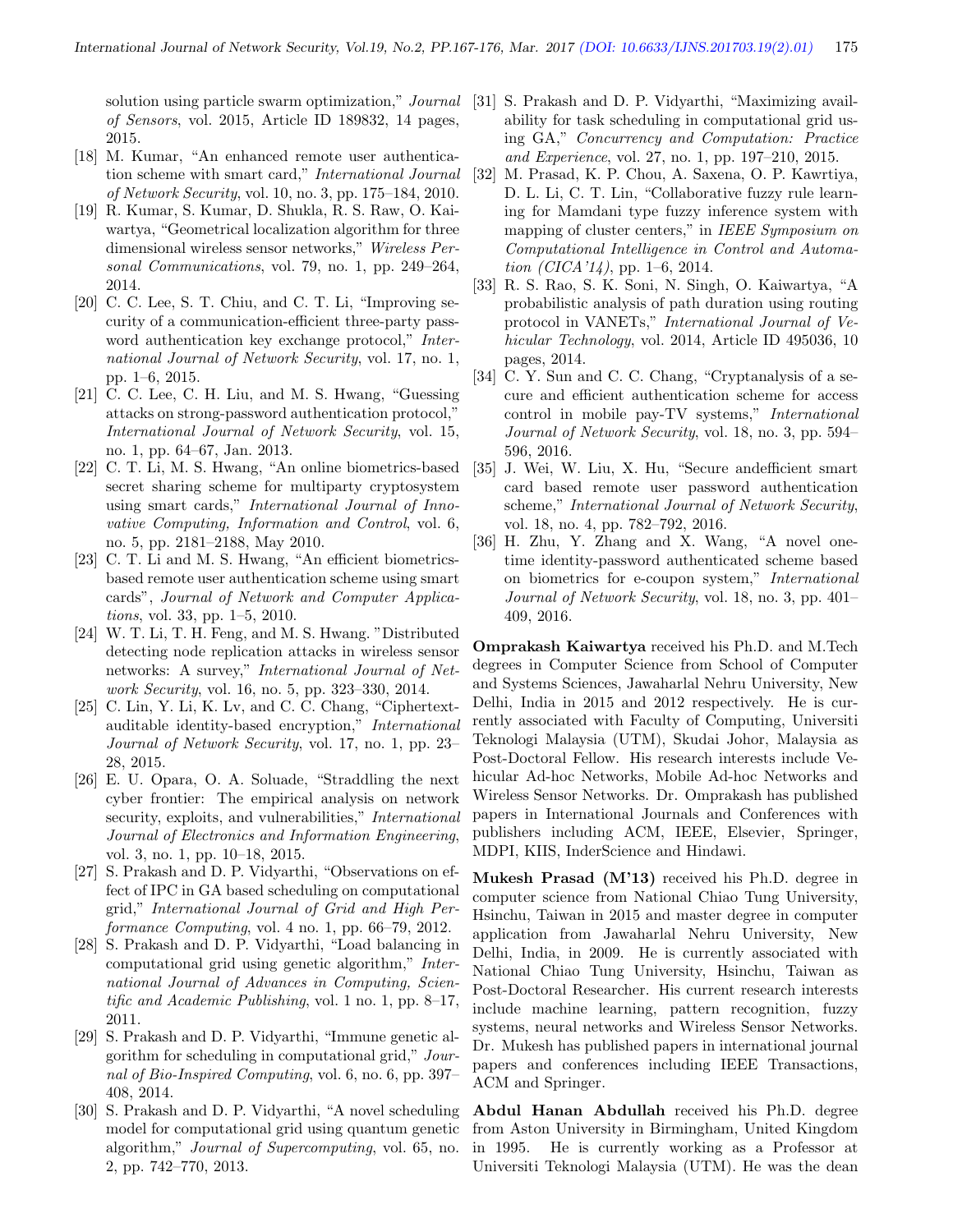solution using particle swarm optimization," *Journal of Sensors*, vol. 2015, Article ID 189832, 14 pages, 2015.

[18] M. Kumar, "An enhanced remote user authentication scheme with smart card," *International Journal of Network Security*, vol. 10, no. 3, pp. 175–184, 2010.

[19] R. Kumar, S. Kumar, D. Shukla, R. S. Raw, O. Kaiwartya, "Geometrical localization algorithm for three dimensional wireless sensor networks," *Wireless Personal Communications*, vol. 79, no. 1, pp. 249–264, 2014.

[20] C. C. Lee, S. T. Chiu, and C. T. Li, "Improving security of a communication-efficient three-party password authentication key exchange protocol," *International Journal of Network Security*, vol. 17, no. 1, pp. 1–6, 2015.

[21] C. C. Lee, C. H. Liu, and M. S. Hwang, "Guessing attacks on strong-password authentication protocol," *International Journal of Network Security*, vol. 15, no. 1, pp. 64–67, Jan. 2013.

[22] C. T. Li, M. S. Hwang, "An online biometrics-based secret sharing scheme for multiparty cryptosystem using smart cards," *International Journal of Innovative Computing, Information and Control*, vol. 6, no. 5, pp. 2181–2188, May 2010.

[23] C. T. Li and M. S. Hwang, "An efficient biometrics-based remote user authentication scheme using smart cards", *Journal of Network and Computer Applications*, vol. 33, pp. 1–5, 2010.

[24] W. T. Li, T. H. Feng, and M. S. Hwang. "Distributed detecting node replication attacks in wireless sensor networks: A survey," *International Journal of Network Security*, vol. 16, no. 5, pp. 323–330, 2014.

[25] C. Lin, Y. Li, K. Lv, and C. C. Chang, "Ciphertext-auditable identity-based encryption," *International Journal of Network Security*, vol. 17, no. 1, pp. 23–28, 2015.

[26] E. U. Opara, O. A. Soluade, "Straddling the next cyber frontier: The empirical analysis on network security, exploits, and vulnerabilities," *International Journal of Electronics and Information Engineering*, vol. 3, no. 1, pp. 10–18, 2015.

[27] S. Prakash and D. P. Vidyarthi, "Observations on effect of IPC in GA based scheduling on computational grid," *International Journal of Grid and High Performance Computing*, vol. 4 no. 1, pp. 66–79, 2012.

[28] S. Prakash and D. P. Vidyarthi, "Load balancing in computational grid using genetic algorithm," *International Journal of Advances in Computing, Scientific and Academic Publishing*, vol. 1 no. 1, pp. 8–17, 2011.

[29] S. Prakash and D. P. Vidyarthi, "Immune genetic algorithm for scheduling in computational grid," *Journal of Bio-Inspired Computing*, vol. 6, no. 6, pp. 397–408, 2014.

[30] S. Prakash and D. P. Vidyarthi, "A novel scheduling model for computational grid using quantum genetic algorithm," *Journal of Supercomputing*, vol. 65, no. 2, pp. 742–770, 2013.

[31] S. Prakash and D. P. Vidyarthi, "Maximizing availability for task scheduling in computational grid using GA," *Concurrency and Computation: Practice and Experience*, vol. 27, no. 1, pp. 197–210, 2015.

[32] M. Prasad, K. P. Chou, A. Saxena, O. P. Kawrtiya, D. L. Li, C. T. Lin, "Collaborative fuzzy rule learning for Mamdani type fuzzy inference system with mapping of cluster centers," in *IEEE Symposium on Computational Intelligence in Control and Automation (CICA'14)*, pp. 1–6, 2014.

[33] R. S. Rao, S. K. Soni, N. Singh, O. Kaiwartya, "A probabilistic analysis of path duration using routing protocol in VANETs," *International Journal of Vehicular Technology*, vol. 2014, Article ID 495036, 10 pages, 2014.

[34] C. Y. Sun and C. C. Chang, "Cryptanalysis of a secure and efficient authentication scheme for access control in mobile pay-TV systems," *International Journal of Network Security*, vol. 18, no. 3, pp. 594–596, 2016.

[35] J. Wei, W. Liu, X. Hu, "Secure andefficient smart card based remote user password authentication scheme," *International Journal of Network Security*, vol. 18, no. 4, pp. 782–792, 2016.

[36] H. Zhu, Y. Zhang and X. Wang, "A novel one-time identity-password authenticated scheme based on biometrics for e-coupon system," *International Journal of Network Security*, vol. 18, no. 3, pp. 401–409, 2016.

**Omprakash Kaiwartya** received his Ph.D. and M.Tech degrees in Computer Science from School of Computer and Systems Sciences, Jawaharlal Nehru University, New Delhi, India in 2015 and 2012 respectively. He is currently associated with Faculty of Computing, Universiti Teknologi Malaysia (UTM), Skudai Johor, Malaysia as Post-Doctoral Fellow. His research interests include Vehicular Ad-hoc Networks, Mobile Ad-hoc Networks and Wireless Sensor Networks. Dr. Omprakash has published papers in International Journals and Conferences with publishers including ACM, IEEE, Elsevier, Springer, MDPI, KIIS, InderScience and Hindawi.

**Mukesh Prasad (M'13)** received his Ph.D. degree in computer science from National Chiao Tung University, Hsinchu, Taiwan in 2015 and master degree in computer application from Jawaharlal Nehru University, New Delhi, India, in 2009. He is currently associated with National Chiao Tung University, Hsinchu, Taiwan as Post-Doctoral Researcher. His current research interests include machine learning, pattern recognition, fuzzy systems, neural networks and Wireless Sensor Networks. Dr. Mukesh has published papers in international journal papers and conferences including IEEE Transactions, ACM and Springer.

**Abdul Hanan Abdullah** received his Ph.D. degree from Aston University in Birmingham, United Kingdom in 1995. He is currently working as a Professor at Universiti Teknologi Malaysia (UTM). He was the dean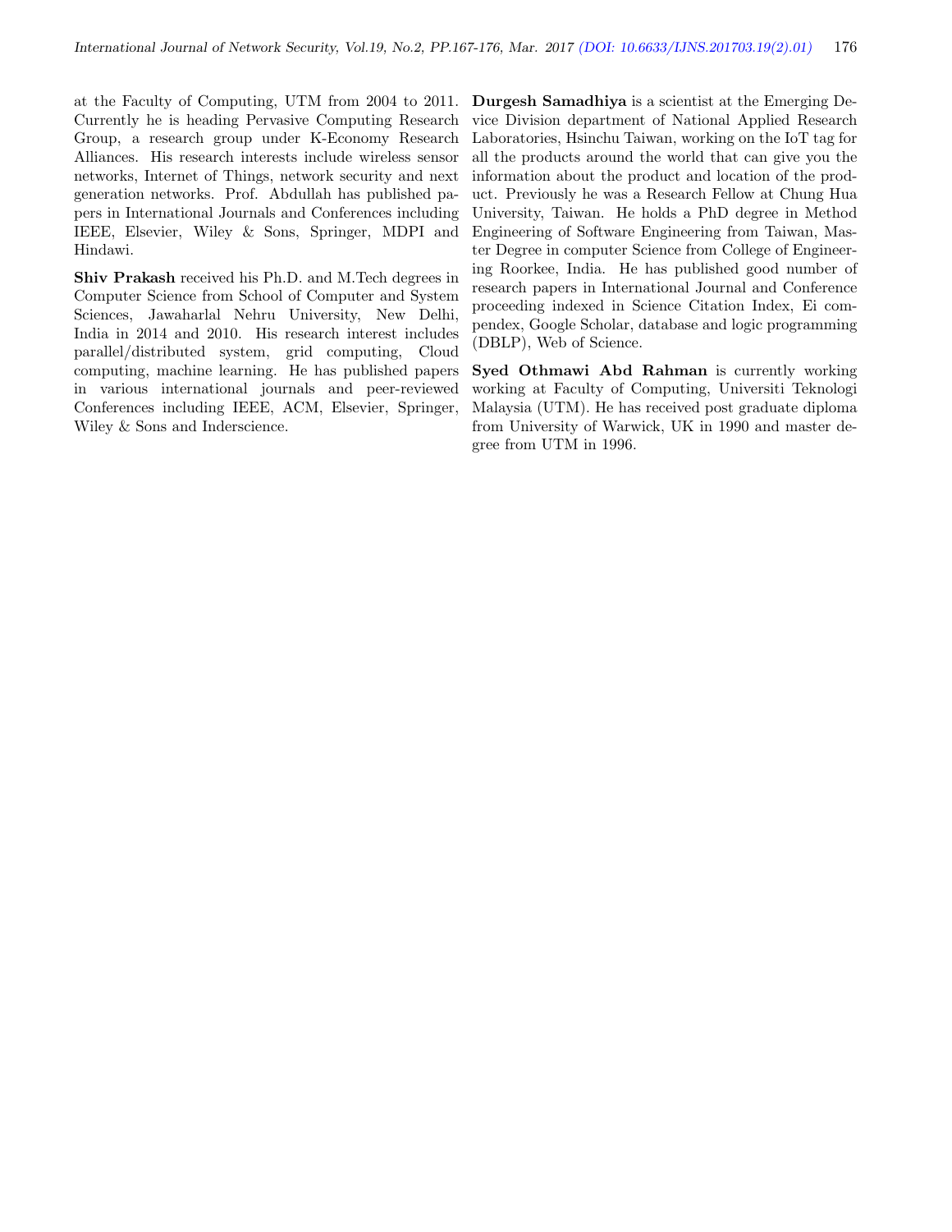at the Faculty of Computing, UTM from 2004 to 2011. Currently he is heading Pervasive Computing Research Group, a research group under K-Economy Research Alliances. His research interests include wireless sensor networks, Internet of Things, network security and next generation networks. Prof. Abdullah has published papers in International Journals and Conferences including IEEE, Elsevier, Wiley & Sons, Springer, MDPI and Hindawi.

**Shiv Prakash** received his Ph.D. and M.Tech degrees in Computer Science from School of Computer and System Sciences, Jawaharlal Nehru University, New Delhi, India in 2014 and 2010. His research interest includes parallel/distributed system, grid computing, Cloud computing, machine learning. He has published papers in various international journals and peer-reviewed Conferences including IEEE, ACM, Elsevier, Springer, Wiley & Sons and Inderscience.

**Durgesh Samadhiya** is a scientist at the Emerging Device Division department of National Applied Research Laboratories, Hsinchu Taiwan, working on the IoT tag for all the products around the world that can give you the information about the product and location of the product. Previously he was a Research Fellow at Chung Hua University, Taiwan. He holds a PhD degree in Method Engineering of Software Engineering from Taiwan, Master Degree in computer Science from College of Engineering Roorkee, India. He has published good number of research papers in International Journal and Conference proceeding indexed in Science Citation Index, Ei compendex, Google Scholar, database and logic programming (DBLP), Web of Science.

**Syed Othmawi Abd Rahman** is currently working working at Faculty of Computing, Universiti Teknologi Malaysia (UTM). He has received post graduate diploma from University of Warwick, UK in 1990 and master degree from UTM in 1996.